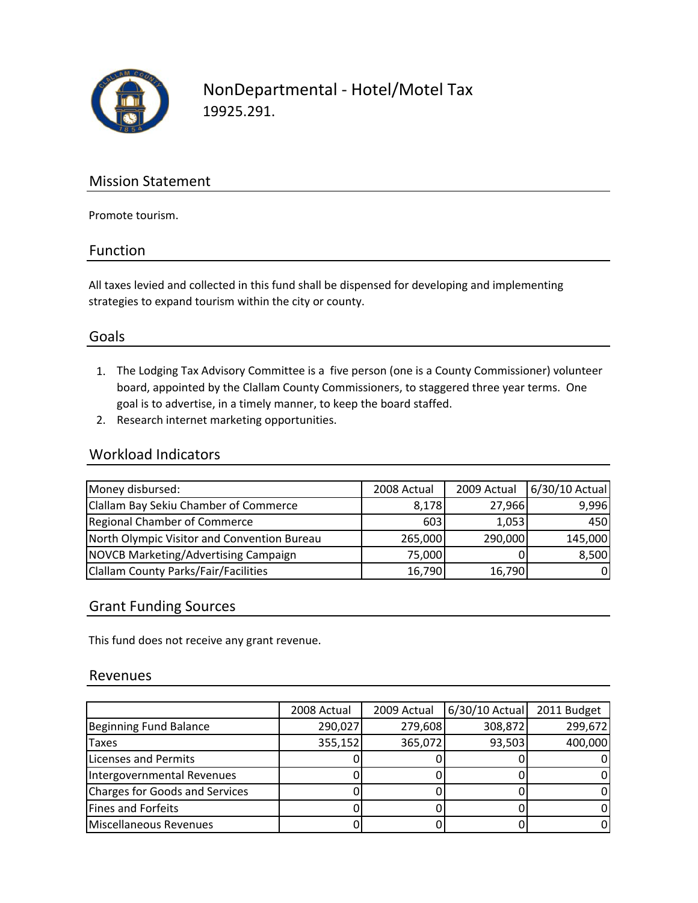# NonDepartmental - Hotel/Motel Tax

19925.291.

## Mission Statement

Promote tourism.

## Function

All taxes levied and collected in this fund shall be dispensed for developing and implementing strategies to expand tourism within the city or county.

## Goals

1. The Lodging Tax Advisory Committee is a five person (one is a County Commissioner) volunteer board, appointed by the Clallam County Commissioners, to staggered three year terms. One goal is to advertise, in a timely manner, to keep the board staffed.
2. Research internet marketing opportunities.

## Workload Indicators

| Money disbursed: | 2008 Actual | 2009 Actual | 6/30/10 Actual |
|---|---|---|---|
| Clallam Bay Sekiu Chamber of Commerce | 8,178 | 27,966 | 9,996 |
| Regional Chamber of Commerce | 603 | 1,053 | 450 |
| North Olympic Visitor and Convention Bureau | 265,000 | 290,000 | 145,000 |
| NOVCB Marketing/Advertising Campaign | 75,000 | 0 | 8,500 |
| Clallam County Parks/Fair/Facilities | 16,790 | 16,790 | 0 |

## Grant Funding Sources

This fund does not receive any grant revenue.

## Revenues

| | 2008 Actual | 2009 Actual | 6/30/10 Actual | 2011 Budget |
|---|---|---|---|---|
| Beginning Fund Balance | 290,027 | 279,608 | 308,872 | 299,672 |
| Taxes | 355,152 | 365,072 | 93,503 | 400,000 |
| Licenses and Permits | 0 | 0 | 0 | 0 |
| Intergovernmental Revenues | 0 | 0 | 0 | 0 |
| Charges for Goods and Services | 0 | 0 | 0 | 0 |
| Fines and Forfeits | 0 | 0 | 0 | 0 |
| Miscellaneous Revenues | 0 | 0 | 0 | 0 |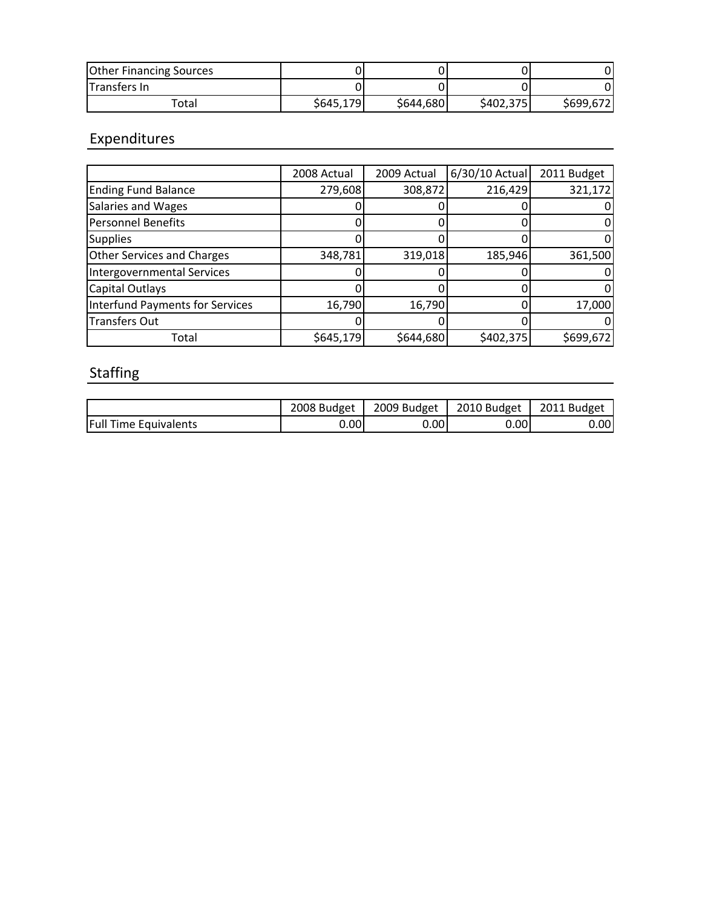| | | | | |
|---|---|---|---|---|
| Other Financing Sources | 0 | 0 | 0 | 0 |
| Transfers In | 0 | 0 | 0 | 0 |
| Total | $645,179 | $644,680 | $402,375 | $699,672 |

## Expenditures

| | 2008 Actual | 2009 Actual | 6/30/10 Actual | 2011 Budget |
|---|---|---|---|---|
| Ending Fund Balance | 279,608 | 308,872 | 216,429 | 321,172 |
| Salaries and Wages | 0 | 0 | 0 | 0 |
| Personnel Benefits | 0 | 0 | 0 | 0 |
| Supplies | 0 | 0 | 0 | 0 |
| Other Services and Charges | 348,781 | 319,018 | 185,946 | 361,500 |
| Intergovernmental Services | 0 | 0 | 0 | 0 |
| Capital Outlays | 0 | 0 | 0 | 0 |
| Interfund Payments for Services | 16,790 | 16,790 | 0 | 17,000 |
| Transfers Out | 0 | 0 | 0 | 0 |
| Total | $645,179 | $644,680 | $402,375 | $699,672 |

## Staffing

| | 2008 Budget | 2009 Budget | 2010 Budget | 2011 Budget |
|---|---|---|---|---|
| Full Time Equivalents | 0.00 | 0.00 | 0.00 | 0.00 |